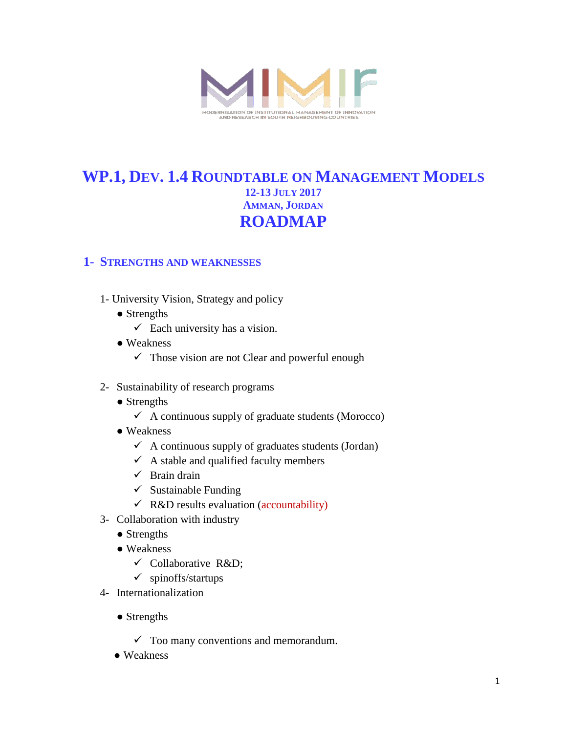MIMIF

MODERNISATION OF INSTITUTIONAL MANAGEMENT OF INNOVATION AND RESEARCH IN SOUTH NEIGHBOURING COUNTRIES

# WP.1, DEV. 1.4 ROUNDTABLE ON MANAGEMENT MODELS

**12-13 JULY 2017**

**AMMAN, JORDAN**

# ROADMAP

## 1- STRENGTHS AND WEAKNESSES

1- University Vision, Strategy and policy
- Strengths
  - ✓ Each university has a vision.
- Weakness
  - ✓ Those vision are not Clear and powerful enough

2- Sustainability of research programs
- Strengths
  - ✓ A continuous supply of graduate students (Morocco)
- Weakness
  - ✓ A continuous supply of graduates students (Jordan)
  - ✓ A stable and qualified faculty members
  - ✓ Brain drain
  - ✓ Sustainable Funding
  - ✓ R&D results evaluation (accountability)

3- Collaboration with industry
- Strengths
- Weakness
  - ✓ Collaborative R&D;
  - ✓ spinoffs/startups

4- Internationalization
- Strengths
  - ✓ Too many conventions and memorandum.
- Weakness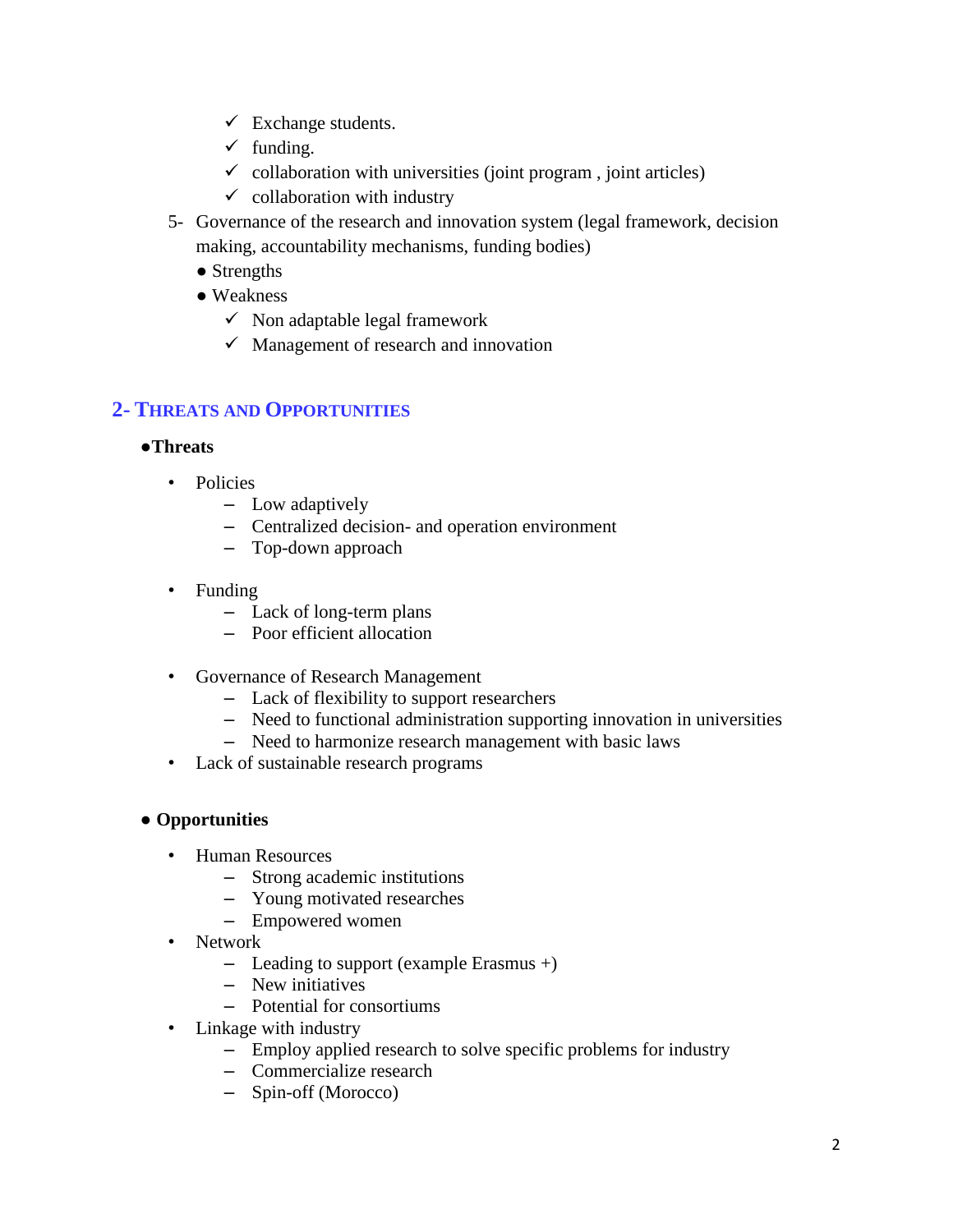- ✓ Exchange students.
- ✓ funding.
- ✓ collaboration with universities (joint program , joint articles)
- ✓ collaboration with industry

5- Governance of the research and innovation system (legal framework, decision making, accountability mechanisms, funding bodies)

- Strengths
- Weakness
  - ✓ Non adaptable legal framework
  - ✓ Management of research and innovation

## 2- Threats and Opportunities

**●Threats**

- Policies
  - Low adaptively
  - Centralized decision- and operation environment
  - Top-down approach
- Funding
  - Lack of long-term plans
  - Poor efficient allocation
- Governance of Research Management
  - Lack of flexibility to support researchers
  - Need to functional administration supporting innovation in universities
  - Need to harmonize research management with basic laws
- Lack of sustainable research programs

**● Opportunities**

- Human Resources
  - Strong academic institutions
  - Young motivated researches
  - Empowered women
- Network
  - Leading to support (example Erasmus +)
  - New initiatives
  - Potential for consortiums
- Linkage with industry
  - Employ applied research to solve specific problems for industry
  - Commercialize research
  - Spin-off (Morocco)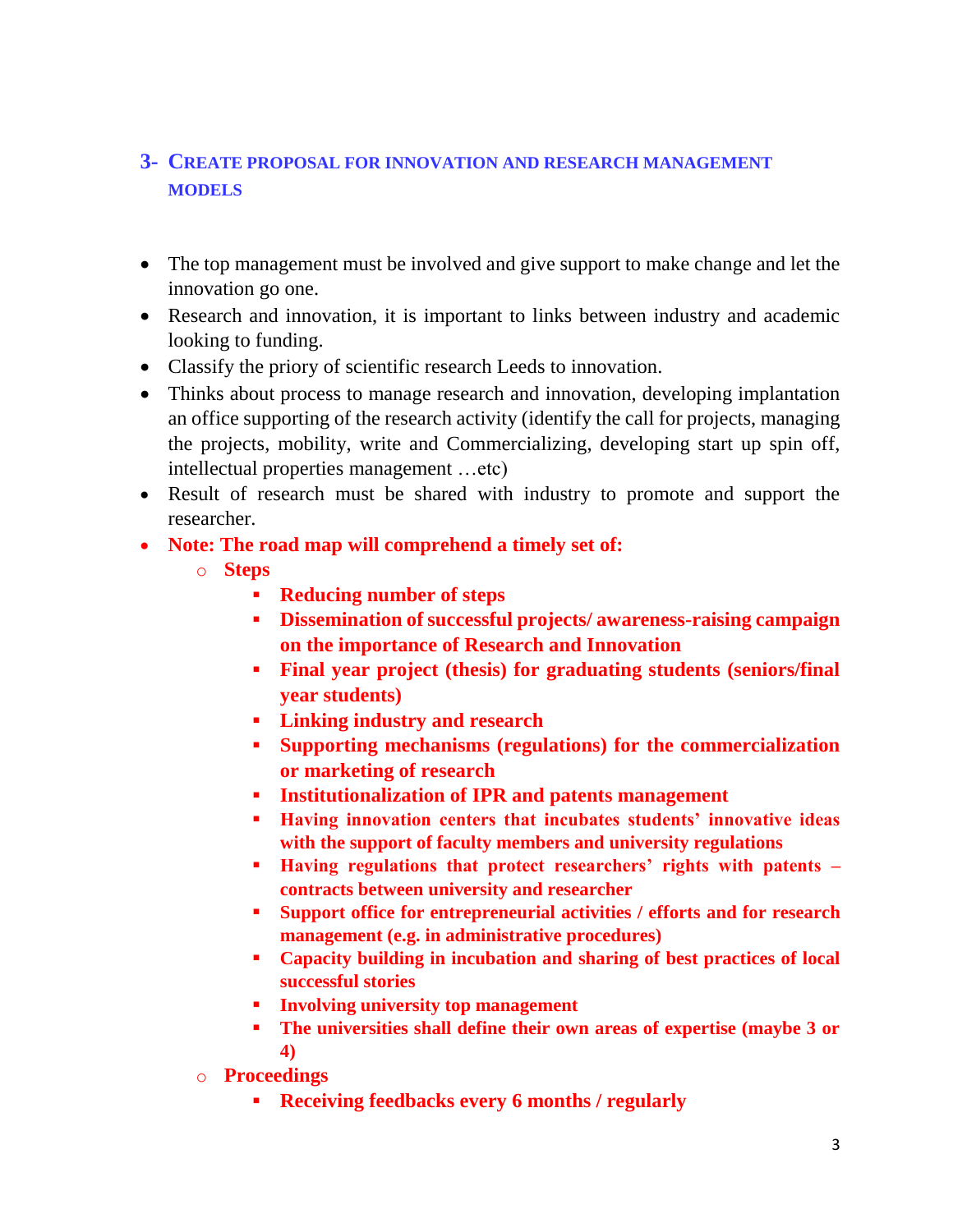## 3- CREATE PROPOSAL FOR INNOVATION AND RESEARCH MANAGEMENT MODELS

- The top management must be involved and give support to make change and let the innovation go one.
- Research and innovation, it is important to links between industry and academic looking to funding.
- Classify the priory of scientific research Leeds to innovation.
- Thinks about process to manage research and innovation, developing implantation an office supporting of the research activity (identify the call for projects, managing the projects, mobility, write and Commercializing, developing start up spin off, intellectual properties management …etc)
- Result of research must be shared with industry to promote and support the researcher.
- **Note: The road map will comprehend a timely set of:**
  - **Steps**
    - **Reducing number of steps**
    - **Dissemination of successful projects/ awareness-raising campaign on the importance of Research and Innovation**
    - **Final year project (thesis) for graduating students (seniors/final year students)**
    - **Linking industry and research**
    - **Supporting mechanisms (regulations) for the commercialization or marketing of research**
    - **Institutionalization of IPR and patents management**
    - **Having innovation centers that incubates students' innovative ideas with the support of faculty members and university regulations**
    - **Having regulations that protect researchers' rights with patents – contracts between university and researcher**
    - **Support office for entrepreneurial activities / efforts and for research management (e.g. in administrative procedures)**
    - **Capacity building in incubation and sharing of best practices of local successful stories**
    - **Involving university top management**
    - **The universities shall define their own areas of expertise (maybe 3 or 4)**
  - **Proceedings**
    - **Receiving feedbacks every 6 months / regularly**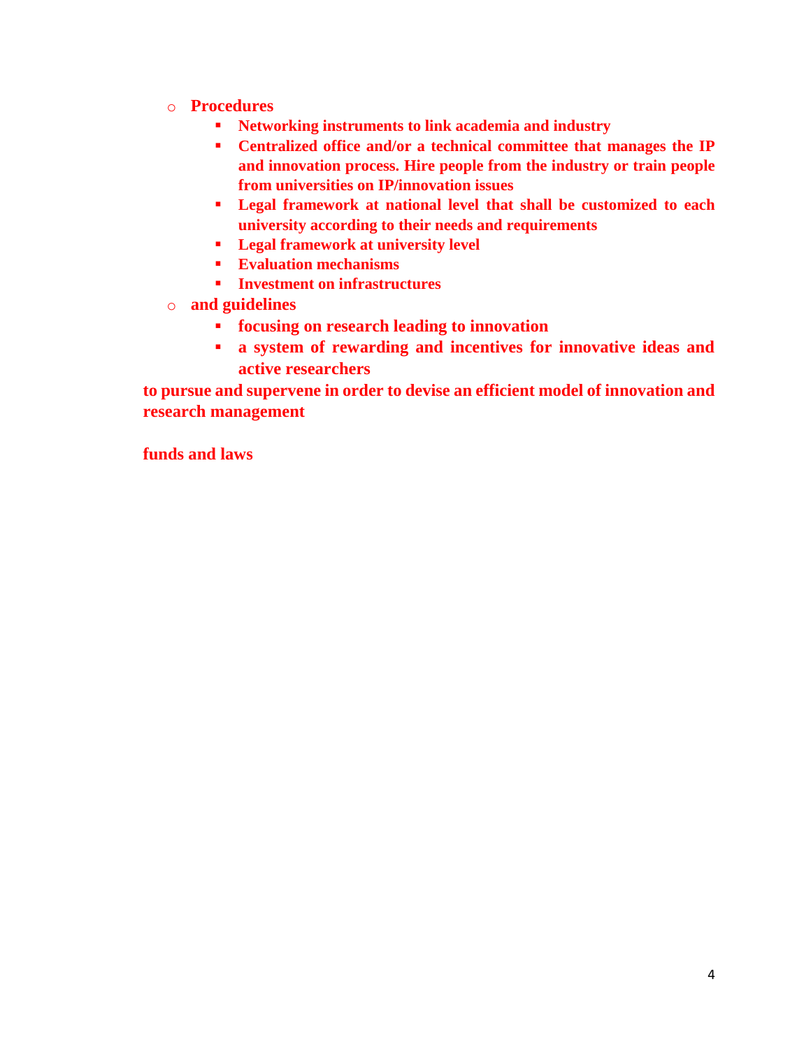- **Procedures**
  - **Networking instruments to link academia and industry**
  - **Centralized office and/or a technical committee that manages the IP and innovation process. Hire people from the industry or train people from universities on IP/innovation issues**
  - **Legal framework at national level that shall be customized to each university according to their needs and requirements**
  - **Legal framework at university level**
  - **Evaluation mechanisms**
  - **Investment on infrastructures**
- **and guidelines**
  - **focusing on research leading to innovation**
  - **a system of rewarding and incentives for innovative ideas and active researchers**

**to pursue and supervene in order to devise an efficient model of innovation and research management**

**funds and laws**